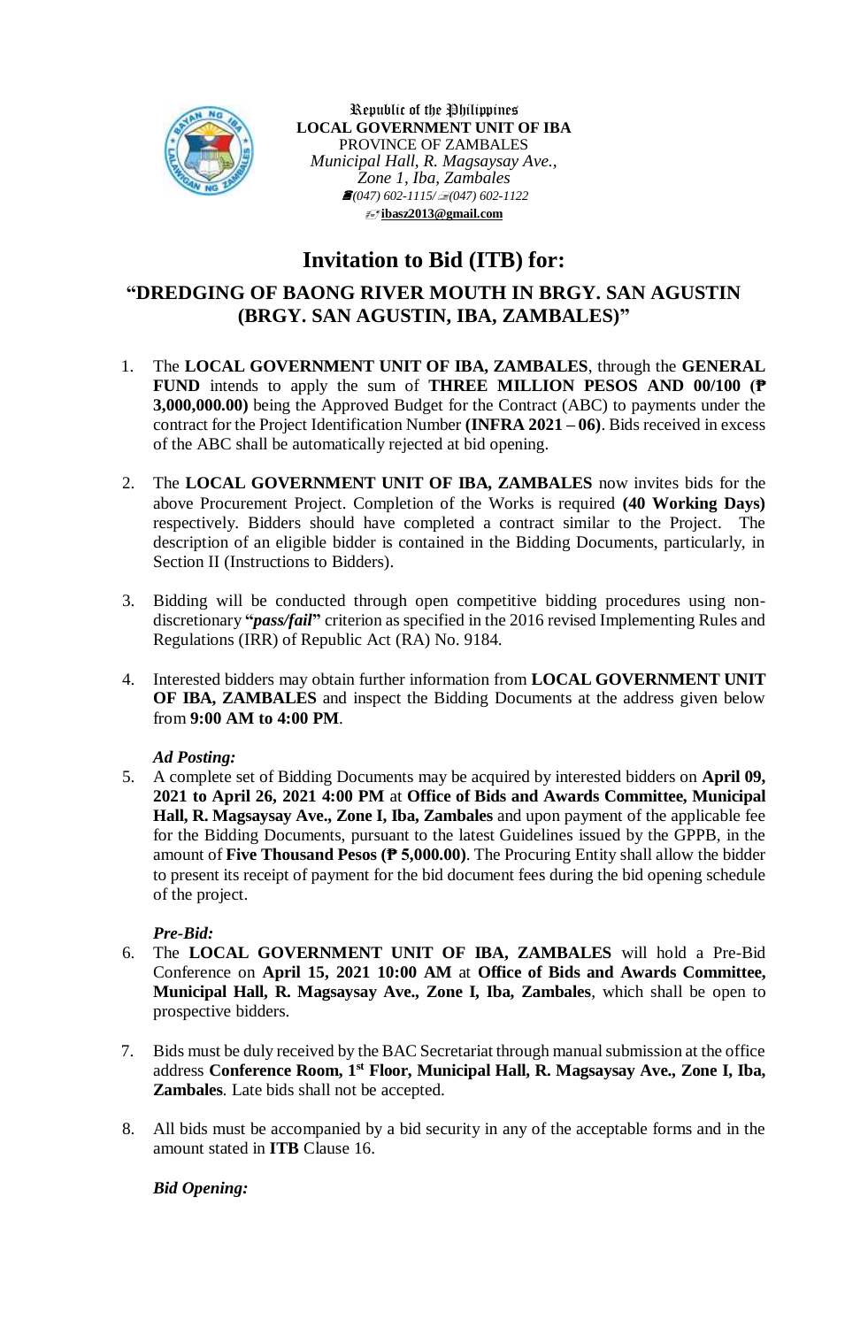Republic of the Philippines
**LOCAL GOVERNMENT UNIT OF IBA**
PROVINCE OF ZAMBALES
*Municipal Hall, R. Magsaysay Ave., Zone 1, Iba, Zambales*
*(047) 602-1115/ (047) 602-1122*
**ibasz2013@gmail.com**

# Invitation to Bid (ITB) for:

## "DREDGING OF BAONG RIVER MOUTH IN BRGY. SAN AGUSTIN (BRGY. SAN AGUSTIN, IBA, ZAMBALES)"

1. The **LOCAL GOVERNMENT UNIT OF IBA, ZAMBALES**, through the **GENERAL FUND** intends to apply the sum of **THREE MILLION PESOS AND 00/100 (₱ 3,000,000.00)** being the Approved Budget for the Contract (ABC) to payments under the contract for the Project Identification Number **(INFRA 2021 – 06)**. Bids received in excess of the ABC shall be automatically rejected at bid opening.

2. The **LOCAL GOVERNMENT UNIT OF IBA, ZAMBALES** now invites bids for the above Procurement Project. Completion of the Works is required **(40 Working Days)** respectively. Bidders should have completed a contract similar to the Project. The description of an eligible bidder is contained in the Bidding Documents, particularly, in Section II (Instructions to Bidders).

3. Bidding will be conducted through open competitive bidding procedures using non-discretionary **"*pass/fail*"** criterion as specified in the 2016 revised Implementing Rules and Regulations (IRR) of Republic Act (RA) No. 9184.

4. Interested bidders may obtain further information from **LOCAL GOVERNMENT UNIT OF IBA, ZAMBALES** and inspect the Bidding Documents at the address given below from **9:00 AM to 4:00 PM**.

***Ad Posting:***

5. A complete set of Bidding Documents may be acquired by interested bidders on **April 09, 2021 to April 26, 2021 4:00 PM** at **Office of Bids and Awards Committee, Municipal Hall, R. Magsaysay Ave., Zone I, Iba, Zambales** and upon payment of the applicable fee for the Bidding Documents, pursuant to the latest Guidelines issued by the GPPB, in the amount of **Five Thousand Pesos (₱ 5,000.00)**. The Procuring Entity shall allow the bidder to present its receipt of payment for the bid document fees during the bid opening schedule of the project.

***Pre-Bid:***

6. The **LOCAL GOVERNMENT UNIT OF IBA, ZAMBALES** will hold a Pre-Bid Conference on **April 15, 2021 10:00 AM** at **Office of Bids and Awards Committee, Municipal Hall, R. Magsaysay Ave., Zone I, Iba, Zambales**, which shall be open to prospective bidders.

7. Bids must be duly received by the BAC Secretariat through manual submission at the office address **Conference Room, 1st Floor, Municipal Hall, R. Magsaysay Ave., Zone I, Iba, Zambales**. Late bids shall not be accepted.

8. All bids must be accompanied by a bid security in any of the acceptable forms and in the amount stated in **ITB** Clause 16.

***Bid Opening:***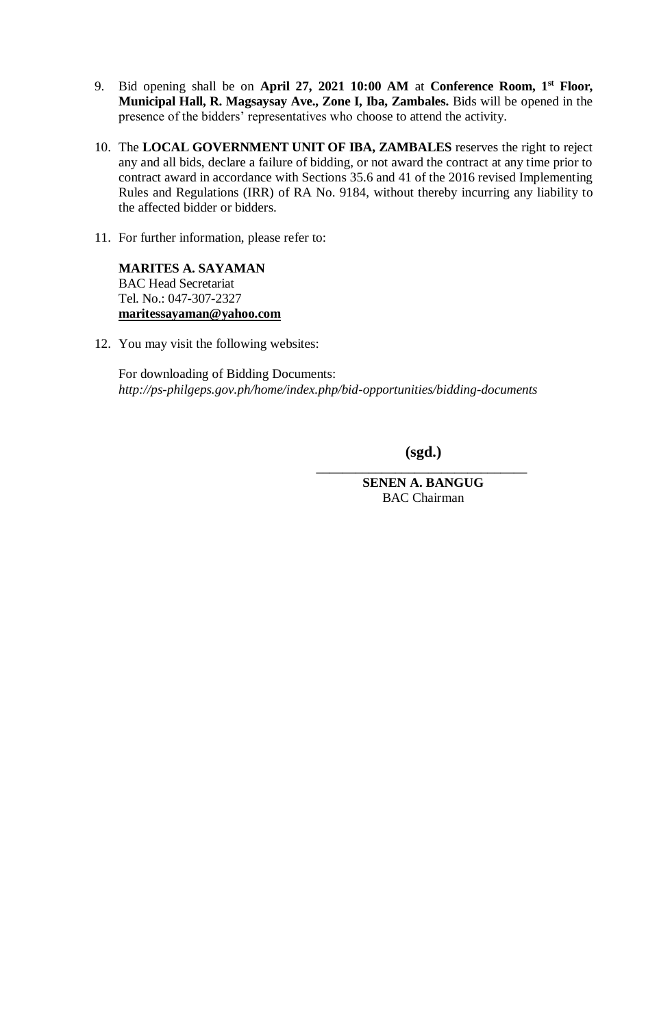9. Bid opening shall be on **April 27, 2021 10:00 AM** at **Conference Room, 1st Floor, Municipal Hall, R. Magsaysay Ave., Zone I, Iba, Zambales.** Bids will be opened in the presence of the bidders' representatives who choose to attend the activity.

10. The **LOCAL GOVERNMENT UNIT OF IBA, ZAMBALES** reserves the right to reject any and all bids, declare a failure of bidding, or not award the contract at any time prior to contract award in accordance with Sections 35.6 and 41 of the 2016 revised Implementing Rules and Regulations (IRR) of RA No. 9184, without thereby incurring any liability to the affected bidder or bidders.

11. For further information, please refer to:

    **MARITES A. SAYAMAN**
    BAC Head Secretariat
    Tel. No.: 047-307-2327
    **maritessayaman@yahoo.com**

12. You may visit the following websites:

    For downloading of Bidding Documents:
    *http://ps-philgeps.gov.ph/home/index.php/bid-opportunities/bidding-documents*

**(sgd.)**

**SENEN A. BANGUG**
BAC Chairman